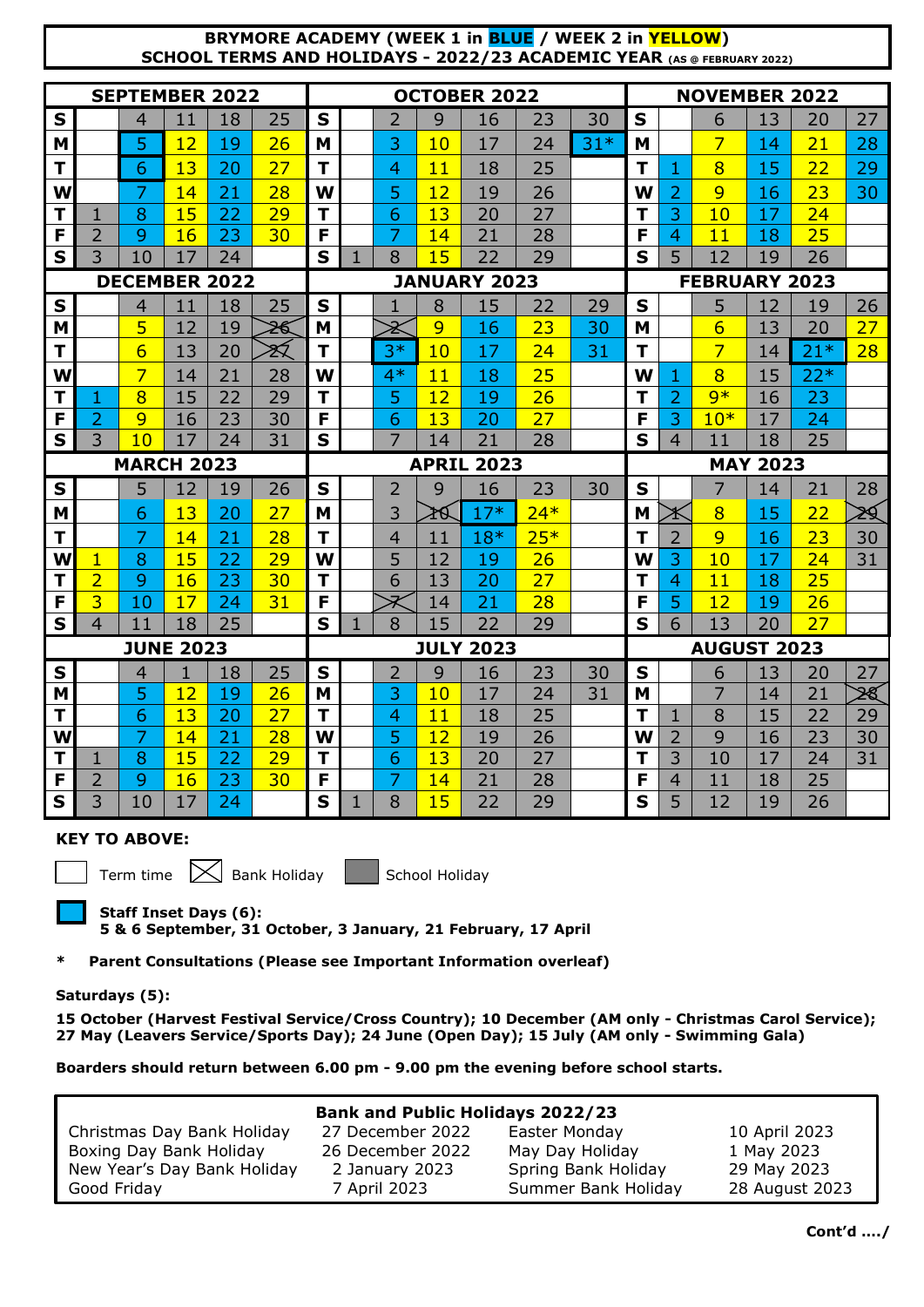**BRYMORE ACADEMY (WEEK 1 in BLUE / WEEK 2 in YELLOW)**
**SCHOOL TERMS AND HOLIDAYS - 2022/23 ACADEMIC YEAR** (AS @ FEBRUARY 2022)

| SEPTEMBER 2022 | | | | | | OCTOBER 2022 | | | | | | | NOVEMBER 2022 | | | | | |
|---|---|---|---|---|---|---|---|---|---|---|---|---|---|---|---|---|---|---|
| S | | 4 | 11 | 18 | 25 | S | | 2 | 9 | 16 | 23 | 30 | S | | 6 | 13 | 20 | 27 |
| M | | 5 | 12 | 19 | 26 | M | | 3 | 10 | 17 | 24 | 31* | M | | 7 | 14 | 21 | 28 |
| T | | 6 | 13 | 20 | 27 | T | | 4 | 11 | 18 | 25 | | T | 1 | 8 | 15 | 22 | 29 |
| W | | 7 | 14 | 21 | 28 | W | | 5 | 12 | 19 | 26 | | W | 2 | 9 | 16 | 23 | 30 |
| T | 1 | 8 | 15 | 22 | 29 | T | | 6 | 13 | 20 | 27 | | T | 3 | 10 | 17 | 24 | |
| F | 2 | 9 | 16 | 23 | 30 | F | | 7 | 14 | 21 | 28 | | F | 4 | 11 | 18 | 25 | |
| S | 3 | 10 | 17 | 24 | | S | 1 | 8 | 15 | 22 | 29 | | S | 5 | 12 | 19 | 26 | |

| DECEMBER 2022 | | | | | | JANUARY 2023 | | | | | | | FEBRUARY 2023 | | | | | |
|---|---|---|---|---|---|---|---|---|---|---|---|---|---|---|---|---|---|---|
| S | | 4 | 11 | 18 | 25 | S | | 1 | 8 | 15 | 22 | 29 | S | | 5 | 12 | 19 | 26 |
| M | | 5 | 12 | 19 | 26 | M | | 2 | 9 | 16 | 23 | 30 | M | | 6 | 13 | 20 | 27 |
| T | | 6 | 13 | 20 | 27 | T | | 3* | 10 | 17 | 24 | 31 | T | | 7 | 14 | 21* | 28 |
| W | | 7 | 14 | 21 | 28 | W | | 4* | 11 | 18 | 25 | | W | 1 | 8 | 15 | 22* | |
| T | 1 | 8 | 15 | 22 | 29 | T | | 5 | 12 | 19 | 26 | | T | 2 | 9* | 16 | 23 | |
| F | 2 | 9 | 16 | 23 | 30 | F | | 6 | 13 | 20 | 27 | | F | 3 | 10* | 17 | 24 | |
| S | 3 | 10 | 17 | 24 | 31 | S | | 7 | 14 | 21 | 28 | | S | 4 | 11 | 18 | 25 | |

| MARCH 2023 | | | | | | APRIL 2023 | | | | | | | MAY 2023 | | | | | |
|---|---|---|---|---|---|---|---|---|---|---|---|---|---|---|---|---|---|---|
| S | | 5 | 12 | 19 | 26 | S | | 2 | 9 | 16 | 23 | 30 | S | | 7 | 14 | 21 | 28 |
| M | | 6 | 13 | 20 | 27 | M | | 3 | 10 | 17* | 24* | | M | 1 | 8 | 15 | 22 | 29 |
| T | | 7 | 14 | 21 | 28 | T | | 4 | 11 | 18* | 25* | | T | 2 | 9 | 16 | 23 | 30 |
| W | 1 | 8 | 15 | 22 | 29 | W | | 5 | 12 | 19 | 26 | | W | 3 | 10 | 17 | 24 | 31 |
| T | 2 | 9 | 16 | 23 | 30 | T | | 6 | 13 | 20 | 27 | | T | 4 | 11 | 18 | 25 | |
| F | 3 | 10 | 17 | 24 | 31 | F | | 7 | 14 | 21 | 28 | | F | 5 | 12 | 19 | 26 | |
| S | 4 | 11 | 18 | 25 | | S | 1 | 8 | 15 | 22 | 29 | | S | 6 | 13 | 20 | 27 | |

| JUNE 2023 | | | | | | JULY 2023 | | | | | | | AUGUST 2023 | | | | | |
|---|---|---|---|---|---|---|---|---|---|---|---|---|---|---|---|---|---|---|
| S | | 4 | 1 | 18 | 25 | S | | 2 | 9 | 16 | 23 | 30 | S | | 6 | 13 | 20 | 27 |
| M | | 5 | 12 | 19 | 26 | M | | 3 | 10 | 17 | 24 | 31 | M | | 7 | 14 | 21 | 28 |
| T | | 6 | 13 | 20 | 27 | T | | 4 | 11 | 18 | 25 | | T | 1 | 8 | 15 | 22 | 29 |
| W | | 7 | 14 | 21 | 28 | W | | 5 | 12 | 19 | 26 | | W | 2 | 9 | 16 | 23 | 30 |
| T | 1 | 8 | 15 | 22 | 29 | T | | 6 | 13 | 20 | 27 | | T | 3 | 10 | 17 | 24 | 31 |
| F | 2 | 9 | 16 | 23 | 30 | F | | 7 | 14 | 21 | 28 | | F | 4 | 11 | 18 | 25 | |
| S | 3 | 10 | 17 | 24 | | S | 1 | 8 | 15 | 22 | 29 | | S | 5 | 12 | 19 | 26 | |

**KEY TO ABOVE:**

Term time — Bank Holiday — School Holiday

**Staff Inset Days (6):**
**5 & 6 September, 31 October, 3 January, 21 February, 17 April**

**\* Parent Consultations (Please see Important Information overleaf)**

**Saturdays (5):**

**15 October (Harvest Festival Service/Cross Country); 10 December (AM only - Christmas Carol Service); 27 May (Leavers Service/Sports Day); 24 June (Open Day); 15 July (AM only - Swimming Gala)**

**Boarders should return between 6.00 pm - 9.00 pm the evening before school starts.**

**Bank and Public Holidays 2022/23**

| | | | |
|---|---|---|---|
| Christmas Day Bank Holiday | 27 December 2022 | Easter Monday | 10 April 2023 |
| Boxing Day Bank Holiday | 26 December 2022 | May Day Holiday | 1 May 2023 |
| New Year's Day Bank Holiday | 2 January 2023 | Spring Bank Holiday | 29 May 2023 |
| Good Friday | 7 April 2023 | Summer Bank Holiday | 28 August 2023 |

**Cont'd …./**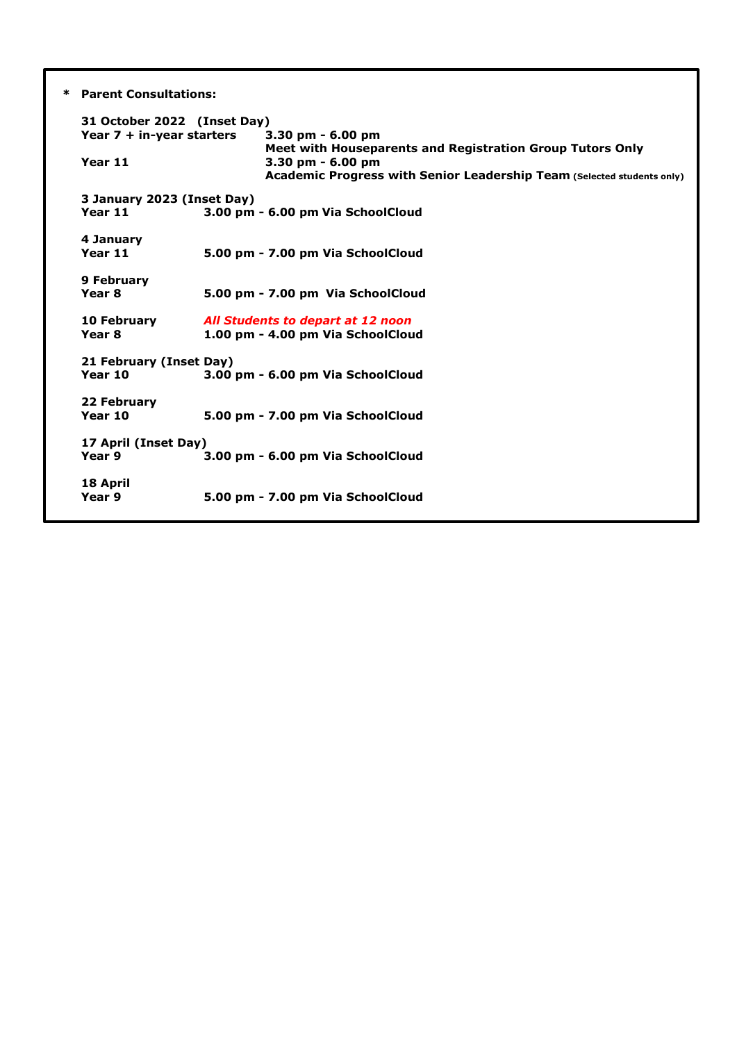\* **Parent Consultations:**

**31 October 2022 (Inset Day)**
**Year 7 + in-year starters** **3.30 pm - 6.00 pm**
**Meet with Houseparents and Registration Group Tutors Only**
**Year 11** **3.30 pm - 6.00 pm**
**Academic Progress with Senior Leadership Team** **(Selected students only)**

**3 January 2023 (Inset Day)**
**Year 11** **3.00 pm - 6.00 pm Via SchoolCloud**

**4 January**
**Year 11** **5.00 pm - 7.00 pm Via SchoolCloud**

**9 February**
**Year 8** **5.00 pm - 7.00 pm Via SchoolCloud**

**10 February** ***All Students to depart at 12 noon***
**Year 8** **1.00 pm - 4.00 pm Via SchoolCloud**

**21 February (Inset Day)**
**Year 10** **3.00 pm - 6.00 pm Via SchoolCloud**

**22 February**
**Year 10** **5.00 pm - 7.00 pm Via SchoolCloud**

**17 April (Inset Day)**
**Year 9** **3.00 pm - 6.00 pm Via SchoolCloud**

**18 April**
**Year 9** **5.00 pm - 7.00 pm Via SchoolCloud**